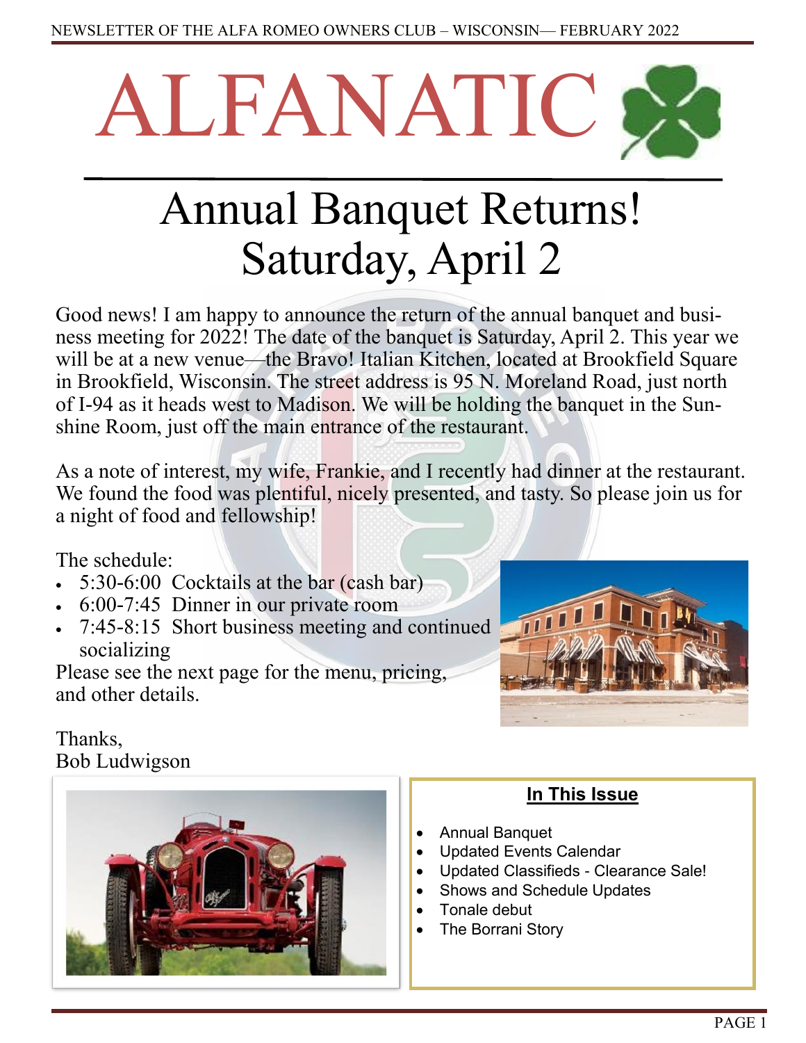# ALFANATIC

## Annual Banquet Returns!
## Saturday, April 2

Good news! I am happy to announce the return of the annual banquet and business meeting for 2022! The date of the banquet is Saturday, April 2. This year we will be at a new venue—the Bravo! Italian Kitchen, located at Brookfield Square in Brookfield, Wisconsin. The street address is 95 N. Moreland Road, just north of I-94 as it heads west to Madison. We will be holding the banquet in the Sunshine Room, just off the main entrance of the restaurant.

As a note of interest, my wife, Frankie, and I recently had dinner at the restaurant. We found the food was plentiful, nicely presented, and tasty. So please join us for a night of food and fellowship!

The schedule:

- 5:30-6:00 Cocktails at the bar (cash bar)
- 6:00-7:45 Dinner in our private room
- 7:45-8:15 Short business meeting and continued socializing

Please see the next page for the menu, pricing, and other details.

Thanks,
Bob Ludwigson

**In This Issue**

- Annual Banquet
- Updated Events Calendar
- Updated Classifieds - Clearance Sale!
- Shows and Schedule Updates
- Tonale debut
- The Borrani Story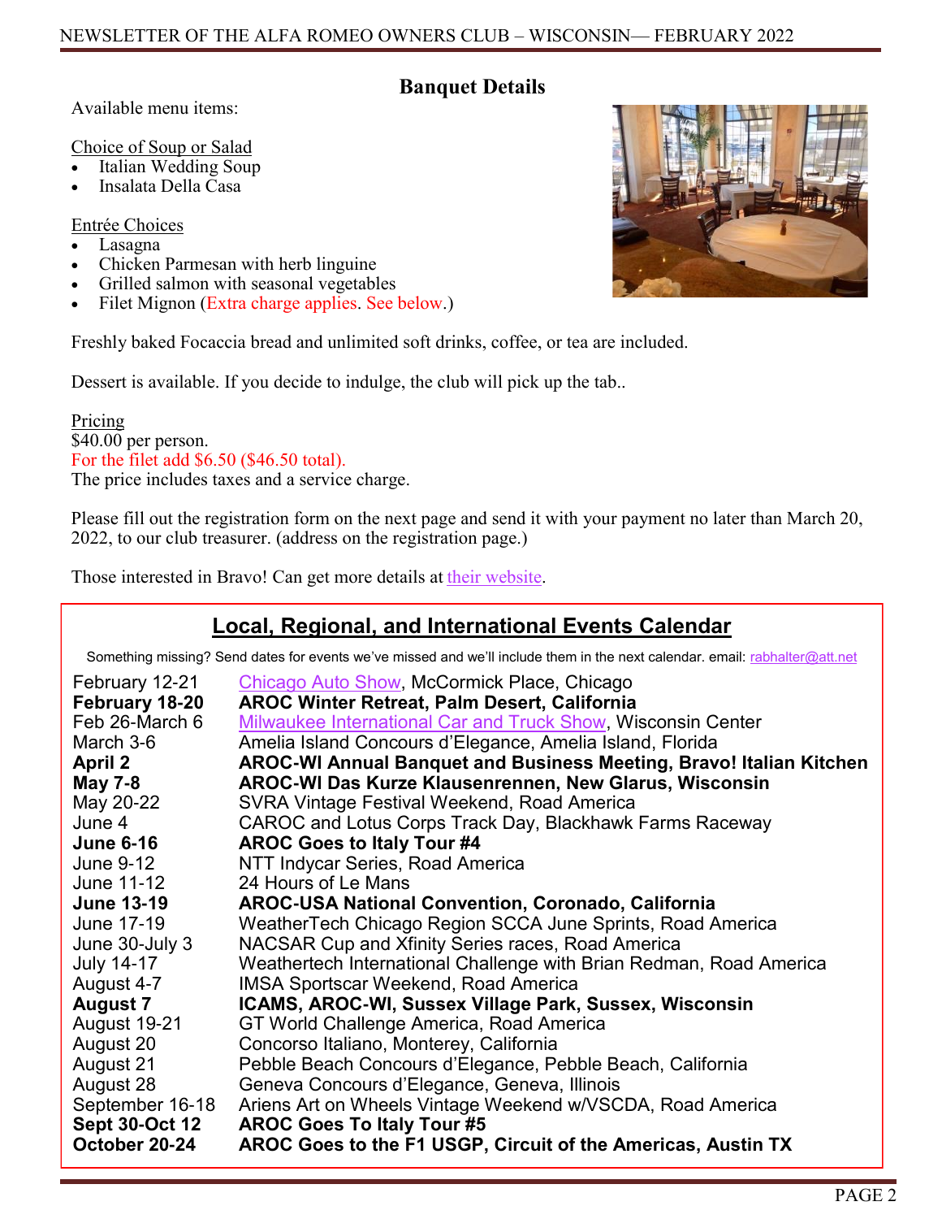## Banquet Details

Available menu items:

Choice of Soup or Salad

- Italian Wedding Soup
- Insalata Della Casa

Entrée Choices

- Lasagna
- Chicken Parmesan with herb linguine
- Grilled salmon with seasonal vegetables
- Filet Mignon (Extra charge applies. See below.)

Freshly baked Focaccia bread and unlimited soft drinks, coffee, or tea are included.

Dessert is available. If you decide to indulge, the club will pick up the tab..

Pricing
$40.00 per person.
For the filet add $6.50 ($46.50 total).
The price includes taxes and a service charge.

Please fill out the registration form on the next page and send it with your payment no later than March 20, 2022, to our club treasurer. (address on the registration page.)

Those interested in Bravo! Can get more details at their website.

## Local, Regional, and International Events Calendar

Something missing? Send dates for events we've missed and we'll include them in the next calendar. email: rabhalter@att.net

| Date | Event |
|---|---|
| February 12-21 | Chicago Auto Show, McCormick Place, Chicago |
| **February 18-20** | **AROC Winter Retreat, Palm Desert, California** |
| Feb 26-March 6 | Milwaukee International Car and Truck Show, Wisconsin Center |
| March 3-6 | Amelia Island Concours d'Elegance, Amelia Island, Florida |
| **April 2** | **AROC-WI Annual Banquet and Business Meeting, Bravo! Italian Kitchen** |
| **May 7-8** | **AROC-WI Das Kurze Klausenrennen, New Glarus, Wisconsin** |
| May 20-22 | SVRA Vintage Festival Weekend, Road America |
| June 4 | CAROC and Lotus Corps Track Day, Blackhawk Farms Raceway |
| **June 6-16** | **AROC Goes to Italy Tour #4** |
| June 9-12 | NTT Indycar Series, Road America |
| June 11-12 | 24 Hours of Le Mans |
| **June 13-19** | **AROC-USA National Convention, Coronado, California** |
| June 17-19 | WeatherTech Chicago Region SCCA June Sprints, Road America |
| June 30-July 3 | NACSAR Cup and Xfinity Series races, Road America |
| July 14-17 | Weathertech International Challenge with Brian Redman, Road America |
| August 4-7 | IMSA Sportscar Weekend, Road America |
| **August 7** | **ICAMS, AROC-WI, Sussex Village Park, Sussex, Wisconsin** |
| August 19-21 | GT World Challenge America, Road America |
| August 20 | Concorso Italiano, Monterey, California |
| August 21 | Pebble Beach Concours d'Elegance, Pebble Beach, California |
| August 28 | Geneva Concours d'Elegance, Geneva, Illinois |
| September 16-18 | Ariens Art on Wheels Vintage Weekend w/VSCDA, Road America |
| **Sept 30-Oct 12** | **AROC Goes To Italy Tour #5** |
| **October 20-24** | **AROC Goes to the F1 USGP, Circuit of the Americas, Austin TX** |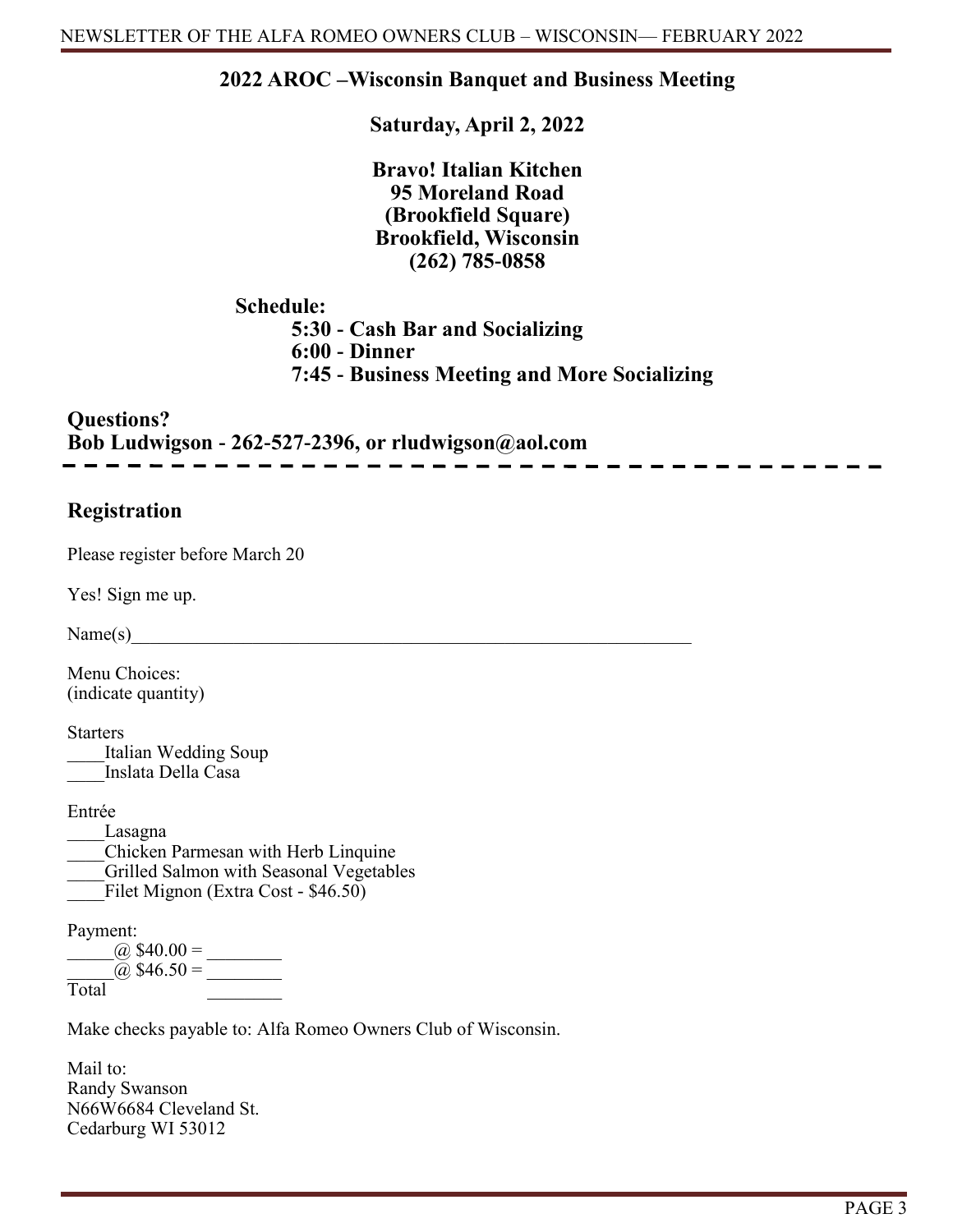## 2022 AROC –Wisconsin Banquet and Business Meeting

**Saturday, April 2, 2022**

**Bravo! Italian Kitchen**
**95 Moreland Road**
**(Brookfield Square)**
**Brookfield, Wisconsin**
**(262) 785-0858**

**Schedule:**

**5:30 - Cash Bar and Socializing**
**6:00 - Dinner**
**7:45 - Business Meeting and More Socializing**

**Questions?**
**Bob Ludwigson - 262-527-2396, or rludwigson@aol.com**

---

## Registration

Please register before March 20

Yes! Sign me up.

Name(s)________________________________________________________________

Menu Choices:
(indicate quantity)

Starters
____Italian Wedding Soup
____Inslata Della Casa

Entrée
____Lasagna
____Chicken Parmesan with Herb Linquine
____Grilled Salmon with Seasonal Vegetables
____Filet Mignon (Extra Cost - $46.50)

Payment:
_____@ $40.00 = ________
_____@ $46.50 = ________
Total ________

Make checks payable to: Alfa Romeo Owners Club of Wisconsin.

Mail to:
Randy Swanson
N66W6684 Cleveland St.
Cedarburg WI 53012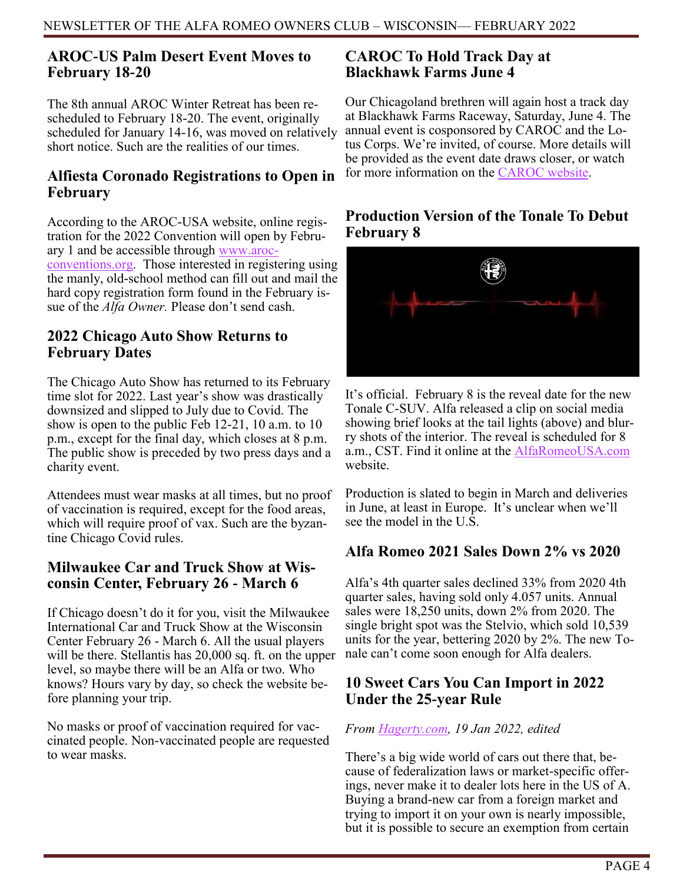## AROC-US Palm Desert Event Moves to February 18-20

The 8th annual AROC Winter Retreat has been rescheduled to February 18-20. The event, originally scheduled for January 14-16, was moved on relatively short notice. Such are the realities of our times.

## Alfiesta Coronado Registrations to Open in February

According to the AROC-USA website, online registration for the 2022 Convention will open by February 1 and be accessible through www.aroc-conventions.org. Those interested in registering using the manly, old-school method can fill out and mail the hard copy registration form found in the February issue of the *Alfa Owner.* Please don't send cash.

## 2022 Chicago Auto Show Returns to February Dates

The Chicago Auto Show has returned to its February time slot for 2022. Last year's show was drastically downsized and slipped to July due to Covid. The show is open to the public Feb 12-21, 10 a.m. to 10 p.m., except for the final day, which closes at 8 p.m. The public show is preceded by two press days and a charity event.

Attendees must wear masks at all times, but no proof of vaccination is required, except for the food areas, which will require proof of vax. Such are the byzantine Chicago Covid rules.

## Milwaukee Car and Truck Show at Wisconsin Center, February 26 - March 6

If Chicago doesn't do it for you, visit the Milwaukee International Car and Truck Show at the Wisconsin Center February 26 - March 6. All the usual players will be there. Stellantis has 20,000 sq. ft. on the upper level, so maybe there will be an Alfa or two. Who knows? Hours vary by day, so check the website before planning your trip.

No masks or proof of vaccination required for vaccinated people. Non-vaccinated people are requested to wear masks.

## CAROC To Hold Track Day at Blackhawk Farms June 4

Our Chicagoland brethren will again host a track day at Blackhawk Farms Raceway, Saturday, June 4. The annual event is cosponsored by CAROC and the Lotus Corps. We're invited, of course. More details will be provided as the event date draws closer, or watch for more information on the CAROC website.

## Production Version of the Tonale To Debut February 8

It's official. February 8 is the reveal date for the new Tonale C-SUV. Alfa released a clip on social media showing brief looks at the tail lights (above) and blurry shots of the interior. The reveal is scheduled for 8 a.m., CST. Find it online at the AlfaRomeoUSA.com website.

Production is slated to begin in March and deliveries in June, at least in Europe. It's unclear when we'll see the model in the U.S.

## Alfa Romeo 2021 Sales Down 2% vs 2020

Alfa's 4th quarter sales declined 33% from 2020 4th quarter sales, having sold only 4.057 units. Annual sales were 18,250 units, down 2% from 2020. The single bright spot was the Stelvio, which sold 10,539 units for the year, bettering 2020 by 2%. The new Tonale can't come soon enough for Alfa dealers.

## 10 Sweet Cars You Can Import in 2022 Under the 25-year Rule

*From Hagerty.com, 19 Jan 2022, edited*

There's a big wide world of cars out there that, because of federalization laws or market-specific offerings, never make it to dealer lots here in the US of A. Buying a brand-new car from a foreign market and trying to import it on your own is nearly impossible, but it is possible to secure an exemption from certain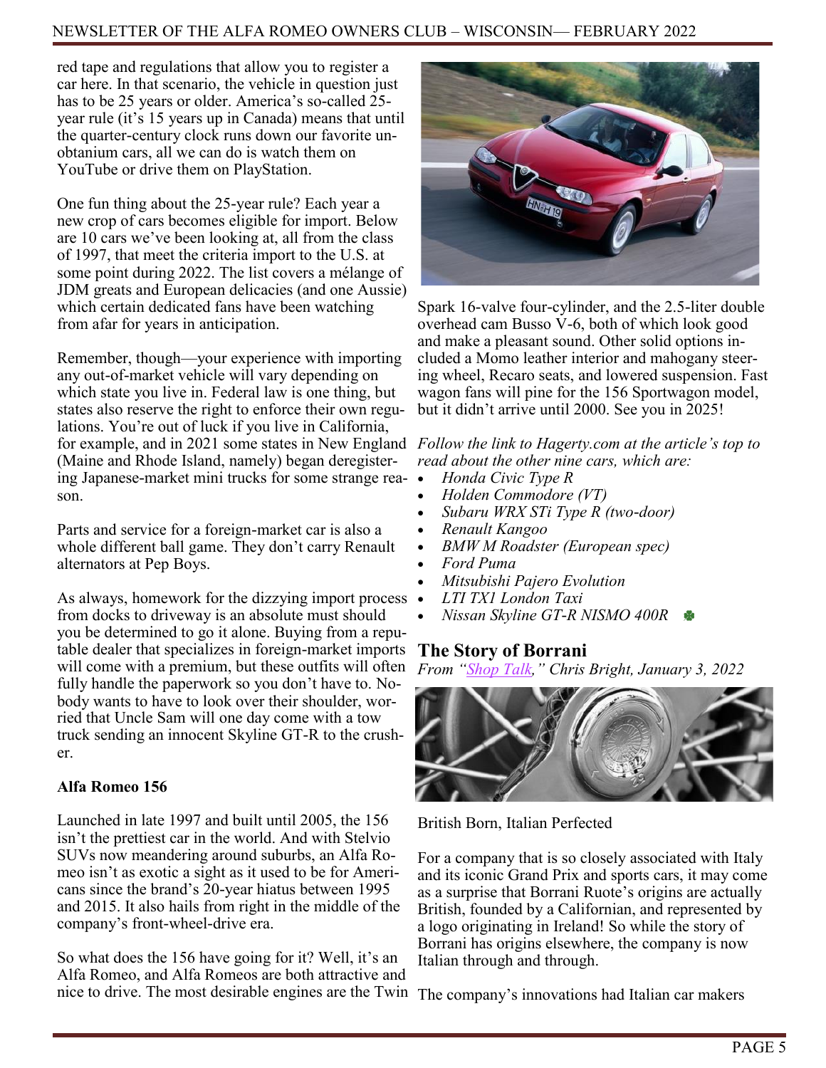red tape and regulations that allow you to register a car here. In that scenario, the vehicle in question just has to be 25 years or older. America's so-called 25-year rule (it's 15 years up in Canada) means that until the quarter-century clock runs down our favorite un-obtanium cars, all we can do is watch them on YouTube or drive them on PlayStation.

One fun thing about the 25-year rule? Each year a new crop of cars becomes eligible for import. Below are 10 cars we've been looking at, all from the class of 1997, that meet the criteria import to the U.S. at some point during 2022. The list covers a mélange of JDM greats and European delicacies (and one Aussie) which certain dedicated fans have been watching from afar for years in anticipation.

Remember, though—your experience with importing any out-of-market vehicle will vary depending on which state you live in. Federal law is one thing, but states also reserve the right to enforce their own regulations. You're out of luck if you live in California, for example, and in 2021 some states in New England (Maine and Rhode Island, namely) began deregistering Japanese-market mini trucks for some strange reason.

Parts and service for a foreign-market car is also a whole different ball game. They don't carry Renault alternators at Pep Boys.

As always, homework for the dizzying import process from docks to driveway is an absolute must should you be determined to go it alone. Buying from a reputable dealer that specializes in foreign-market imports will come with a premium, but these outfits will often fully handle the paperwork so you don't have to. Nobody wants to have to look over their shoulder, worried that Uncle Sam will one day come with a tow truck sending an innocent Skyline GT-R to the crusher.

**Alfa Romeo 156**

Launched in late 1997 and built until 2005, the 156 isn't the prettiest car in the world. And with Stelvio SUVs now meandering around suburbs, an Alfa Romeo isn't as exotic a sight as it used to be for Americans since the brand's 20-year hiatus between 1995 and 2015. It also hails from right in the middle of the company's front-wheel-drive era.

So what does the 156 have going for it? Well, it's an Alfa Romeo, and Alfa Romeos are both attractive and nice to drive. The most desirable engines are the Twin Spark 16-valve four-cylinder, and the 2.5-liter double overhead cam Busso V-6, both of which look good and make a pleasant sound. Other solid options included a Momo leather interior and mahogany steering wheel, Recaro seats, and lowered suspension. Fast wagon fans will pine for the 156 Sportwagon model, but it didn't arrive until 2000. See you in 2025!

*Follow the link to Hagerty.com at the article's top to read about the other nine cars, which are:*

- *Honda Civic Type R*
- *Holden Commodore (VT)*
- *Subaru WRX STi Type R (two-door)*
- *Renault Kangoo*
- *BMW M Roadster (European spec)*
- *Ford Puma*
- *Mitsubishi Pajero Evolution*
- *LTI TX1 London Taxi*
- *Nissan Skyline GT-R NISMO 400R*

## The Story of Borrani

*From "Shop Talk," Chris Bright, January 3, 2022*

British Born, Italian Perfected

For a company that is so closely associated with Italy and its iconic Grand Prix and sports cars, it may come as a surprise that Borrani Ruote's origins are actually British, founded by a Californian, and represented by a logo originating in Ireland! So while the story of Borrani has origins elsewhere, the company is now Italian through and through.

The company's innovations had Italian car makers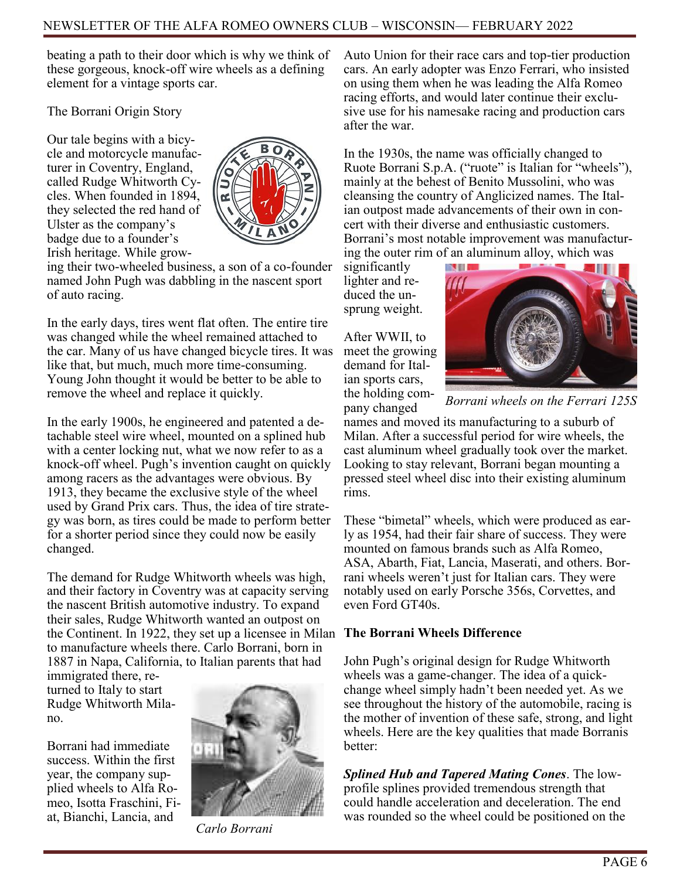beating a path to their door which is why we think of these gorgeous, knock-off wire wheels as a defining element for a vintage sports car.

The Borrani Origin Story

Our tale begins with a bicycle and motorcycle manufacturer in Coventry, England, called Rudge Whitworth Cycles. When founded in 1894, they selected the red hand of Ulster as the company's badge due to a founder's Irish heritage. While growing their two-wheeled business, a son of a co-founder named John Pugh was dabbling in the nascent sport of auto racing.

In the early days, tires went flat often. The entire tire was changed while the wheel remained attached to the car. Many of us have changed bicycle tires. It was like that, but much, much more time-consuming. Young John thought it would be better to be able to remove the wheel and replace it quickly.

In the early 1900s, he engineered and patented a detachable steel wire wheel, mounted on a splined hub with a center locking nut, what we now refer to as a knock-off wheel. Pugh's invention caught on quickly among racers as the advantages were obvious. By 1913, they became the exclusive style of the wheel used by Grand Prix cars. Thus, the idea of tire strategy was born, as tires could be made to perform better for a shorter period since they could now be easily changed.

The demand for Rudge Whitworth wheels was high, and their factory in Coventry was at capacity serving the nascent British automotive industry. To expand their sales, Rudge Whitworth wanted an outpost on the Continent. In 1922, they set up a licensee in Milan to manufacture wheels there. Carlo Borrani, born in 1887 in Napa, California, to Italian parents that had immigrated there, returned to Italy to start Rudge Whitworth Milano.

Borrani had immediate success. Within the first year, the company supplied wheels to Alfa Romeo, Isotta Fraschini, Fiat, Bianchi, Lancia, and Auto Union for their race cars and top-tier production cars. An early adopter was Enzo Ferrari, who insisted on using them when he was leading the Alfa Romeo racing efforts, and would later continue their exclusive use for his namesake racing and production cars after the war.

*Carlo Borrani*

In the 1930s, the name was officially changed to Ruote Borrani S.p.A. ("ruote" is Italian for "wheels"), mainly at the behest of Benito Mussolini, who was cleansing the country of Anglicized names. The Italian outpost made advancements of their own in concert with their diverse and enthusiastic customers. Borrani's most notable improvement was manufacturing the outer rim of an aluminum alloy, which was significantly lighter and reduced the unsprung weight.

After WWII, to meet the growing demand for Italian sports cars, the holding company changed names and moved its manufacturing to a suburb of Milan. After a successful period for wire wheels, the cast aluminum wheel gradually took over the market. Looking to stay relevant, Borrani began mounting a pressed steel wheel disc into their existing aluminum rims.

*Borrani wheels on the Ferrari 125S*

These "bimetal" wheels, which were produced as early as 1954, had their fair share of success. They were mounted on famous brands such as Alfa Romeo, ASA, Abarth, Fiat, Lancia, Maserati, and others. Borrani wheels weren't just for Italian cars. They were notably used on early Porsche 356s, Corvettes, and even Ford GT40s.

**The Borrani Wheels Difference**

John Pugh's original design for Rudge Whitworth wheels was a game-changer. The idea of a quick-change wheel simply hadn't been needed yet. As we see throughout the history of the automobile, racing is the mother of invention of these safe, strong, and light wheels. Here are the key qualities that made Borranis better:

***Splined Hub and Tapered Mating Cones***. The low-profile splines provided tremendous strength that could handle acceleration and deceleration. The end was rounded so the wheel could be positioned on the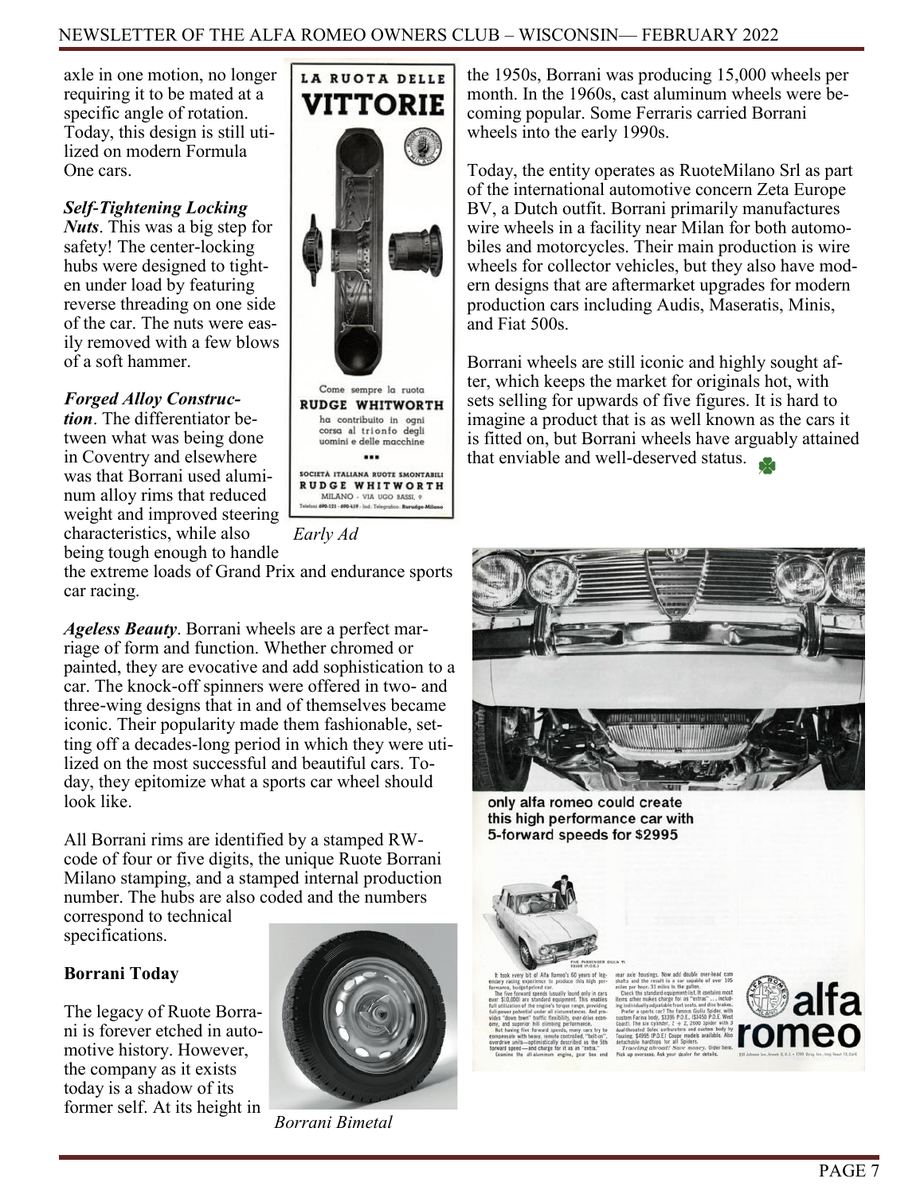axle in one motion, no longer requiring it to be mated at a specific angle of rotation. Today, this design is still utilized on modern Formula One cars.

***Self-Tightening Locking Nuts***. This was a big step for safety! The center-locking hubs were designed to tighten under load by featuring reverse threading on one side of the car. The nuts were easily removed with a few blows of a soft hammer.

***Forged Alloy Construction***. The differentiator between what was being done in Coventry and elsewhere was that Borrani used aluminum alloy rims that reduced weight and improved steering characteristics, while also being tough enough to handle the extreme loads of Grand Prix and endurance sports car racing.

*Early Ad*

***Ageless Beauty***. Borrani wheels are a perfect marriage of form and function. Whether chromed or painted, they are evocative and add sophistication to a car. The knock-off spinners were offered in two- and three-wing designs that in and of themselves became iconic. Their popularity made them fashionable, setting off a decades-long period in which they were utilized on the most successful and beautiful cars. Today, they epitomize what a sports car wheel should look like.

All Borrani rims are identified by a stamped RW-code of four or five digits, the unique Ruote Borrani Milano stamping, and a stamped internal production number. The hubs are also coded and the numbers correspond to technical specifications.

**Borrani Today**

The legacy of Ruote Borrani is forever etched in automotive history. However, the company as it exists today is a shadow of its former self. At its height in the 1950s, Borrani was producing 15,000 wheels per month. In the 1960s, cast aluminum wheels were becoming popular. Some Ferraris carried Borrani wheels into the early 1990s.

*Borrani Bimetal*

Today, the entity operates as RuoteMilano Srl as part of the international automotive concern Zeta Europe BV, a Dutch outfit. Borrani primarily manufactures wire wheels in a facility near Milan for both automobiles and motorcycles. Their main production is wire wheels for collector vehicles, but they also have modern designs that are aftermarket upgrades for modern production cars including Audis, Maseratis, Minis, and Fiat 500s.

Borrani wheels are still iconic and highly sought after, which keeps the market for originals hot, with sets selling for upwards of five figures. It is hard to imagine a product that is as well known as the cars it is fitted on, but Borrani wheels have arguably attained that enviable and well-deserved status.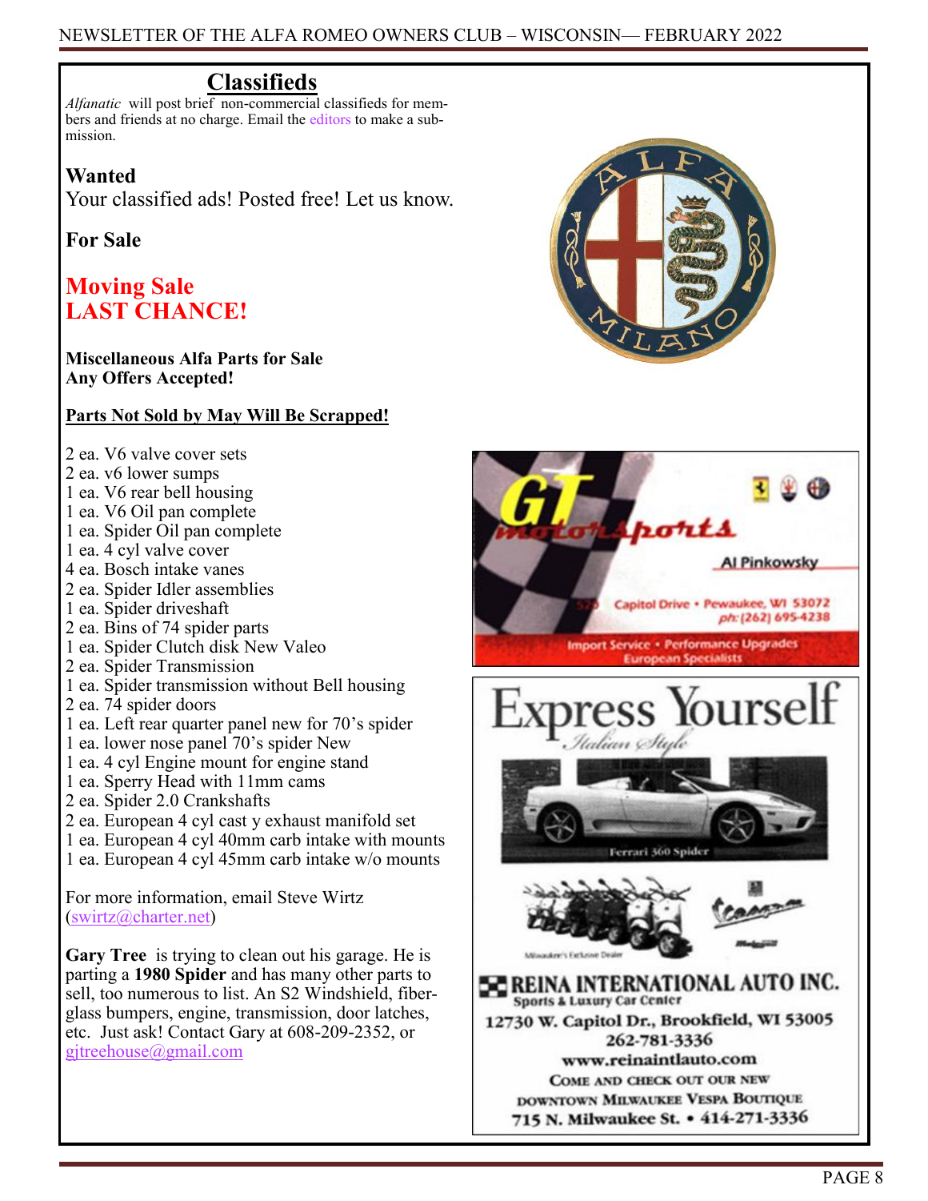## Classifieds

*Alfanatic* will post brief non-commercial classifieds for members and friends at no charge. Email the editors to make a submission.

**Wanted**

Your classified ads! Posted free! Let us know.

**For Sale**

**Moving Sale**
**LAST CHANCE!**

**Miscellaneous Alfa Parts for Sale**
**Any Offers Accepted!**

**Parts Not Sold by May Will Be Scrapped!**

- 2 ea. V6 valve cover sets
- 2 ea. v6 lower sumps
- 1 ea. V6 rear bell housing
- 1 ea. V6 Oil pan complete
- 1 ea. Spider Oil pan complete
- 1 ea. 4 cyl valve cover
- 4 ea. Bosch intake vanes
- 2 ea. Spider Idler assemblies
- 1 ea. Spider driveshaft
- 2 ea. Bins of 74 spider parts
- 1 ea. Spider Clutch disk New Valeo
- 2 ea. Spider Transmission
- 1 ea. Spider transmission without Bell housing
- 2 ea. 74 spider doors
- 1 ea. Left rear quarter panel new for 70's spider
- 1 ea. lower nose panel 70's spider New
- 1 ea. 4 cyl Engine mount for engine stand
- 1 ea. Sperry Head with 11mm cams
- 2 ea. Spider 2.0 Crankshafts
- 2 ea. European 4 cyl cast y exhaust manifold set
- 1 ea. European 4 cyl 40mm carb intake with mounts
- 1 ea. European 4 cyl 45mm carb intake w/o mounts

For more information, email Steve Wirtz (swirtz@charter.net)

**Gary Tree** is trying to clean out his garage. He is parting a **1980 Spider** and has many other parts to sell, too numerous to list. An S2 Windshield, fiberglass bumpers, engine, transmission, door latches, etc. Just ask! Contact Gary at 608-209-2352, or gjtreehouse@gmail.com

GT motorsports
Al Pinkowsky
520 Capitol Drive • Pewaukee, WI 53072
ph: (262) 695-4238
Import Service • Performance Upgrades
European Specialists

Express Yourself
*Italian Style*

Ferrari 360 Spider

Milwaukee's Exclusive Dealer

REINA INTERNATIONAL AUTO INC.
Sports & Luxury Car Center
12730 W. Capitol Dr., Brookfield, WI 53005
262-781-3336
www.reinaintlauto.com
Come and check out our new
downtown Milwaukee Vespa Boutique
715 N. Milwaukee St. • 414-271-3336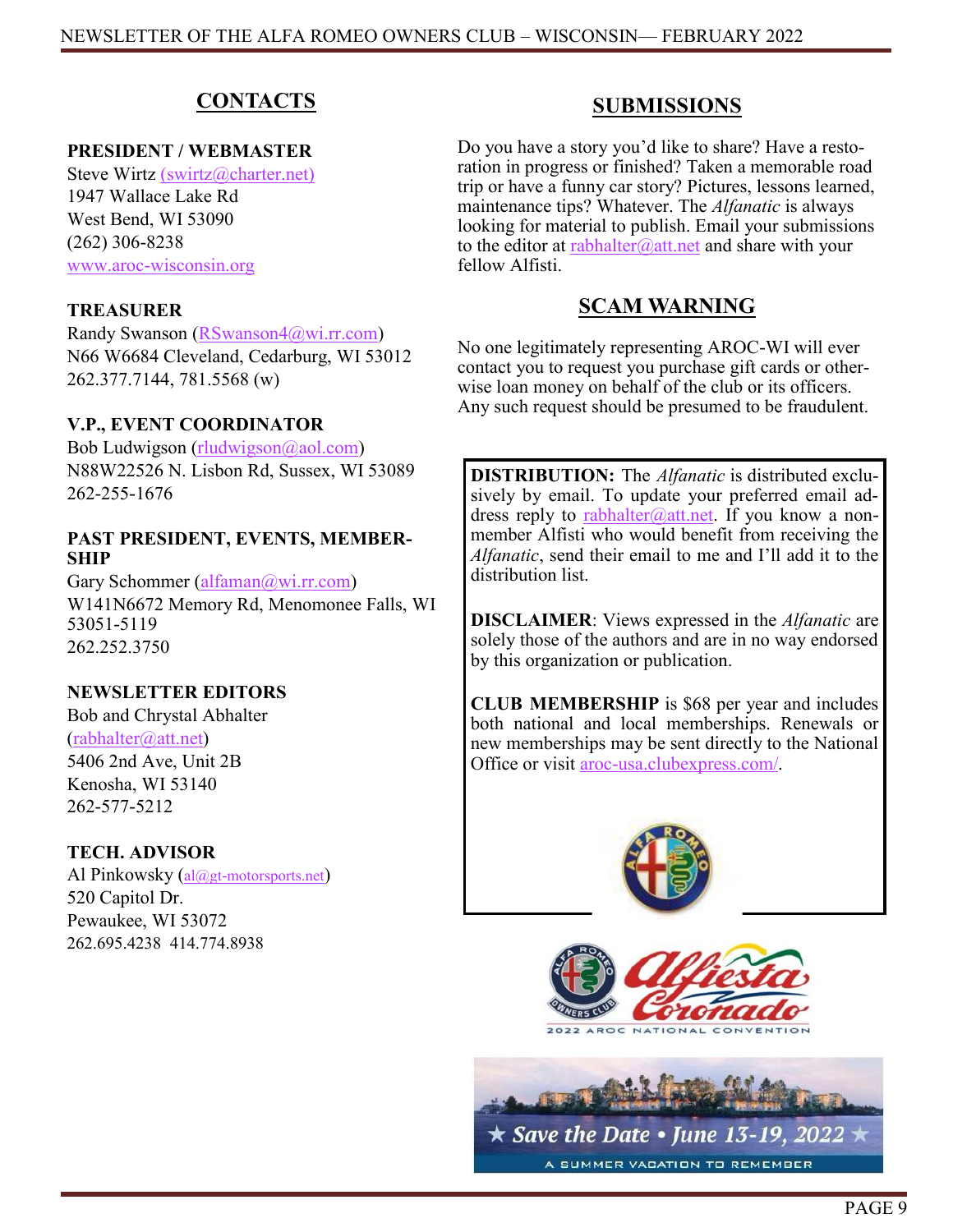## CONTACTS

**PRESIDENT / WEBMASTER**
Steve Wirtz (swirtz@charter.net)
1947 Wallace Lake Rd
West Bend, WI 53090
(262) 306-8238
www.aroc-wisconsin.org

**TREASURER**
Randy Swanson (RSwanson4@wi.rr.com)
N66 W6684 Cleveland, Cedarburg, WI 53012
262.377.7144, 781.5568 (w)

**V.P., EVENT COORDINATOR**
Bob Ludwigson (rludwigson@aol.com)
N88W22526 N. Lisbon Rd, Sussex, WI 53089
262-255-1676

**PAST PRESIDENT, EVENTS, MEMBERSHIP**
Gary Schommer (alfaman@wi.rr.com)
W141N6672 Memory Rd, Menomonee Falls, WI 53051-5119
262.252.3750

**NEWSLETTER EDITORS**
Bob and Chrystal Abhalter
(rabhalter@att.net)
5406 2nd Ave, Unit 2B
Kenosha, WI 53140
262-577-5212

**TECH. ADVISOR**
Al Pinkowsky (al@gt-motorsports.net)
520 Capitol Dr.
Pewaukee, WI 53072
262.695.4238 414.774.8938

## SUBMISSIONS

Do you have a story you'd like to share? Have a restoration in progress or finished? Taken a memorable road trip or have a funny car story? Pictures, lessons learned, maintenance tips? Whatever. The *Alfanatic* is always looking for material to publish. Email your submissions to the editor at rabhalter@att.net and share with your fellow Alfisti.

## SCAM WARNING

No one legitimately representing AROC-WI will ever contact you to request you purchase gift cards or otherwise loan money on behalf of the club or its officers. Any such request should be presumed to be fraudulent.

**DISTRIBUTION:** The *Alfanatic* is distributed exclusively by email. To update your preferred email address reply to rabhalter@att.net. If you know a non-member Alfisti who would benefit from receiving the *Alfanatic*, send their email to me and I'll add it to the distribution list.

**DISCLAIMER**: Views expressed in the *Alfanatic* are solely those of the authors and are in no way endorsed by this organization or publication.

**CLUB MEMBERSHIP** is $68 per year and includes both national and local memberships. Renewals or new memberships may be sent directly to the National Office or visit aroc-usa.clubexpress.com/.

Alfiesta Coronado
2022 AROC NATIONAL CONVENTION

★ Save the Date • June 13-19, 2022 ★
A SUMMER VACATION TO REMEMBER